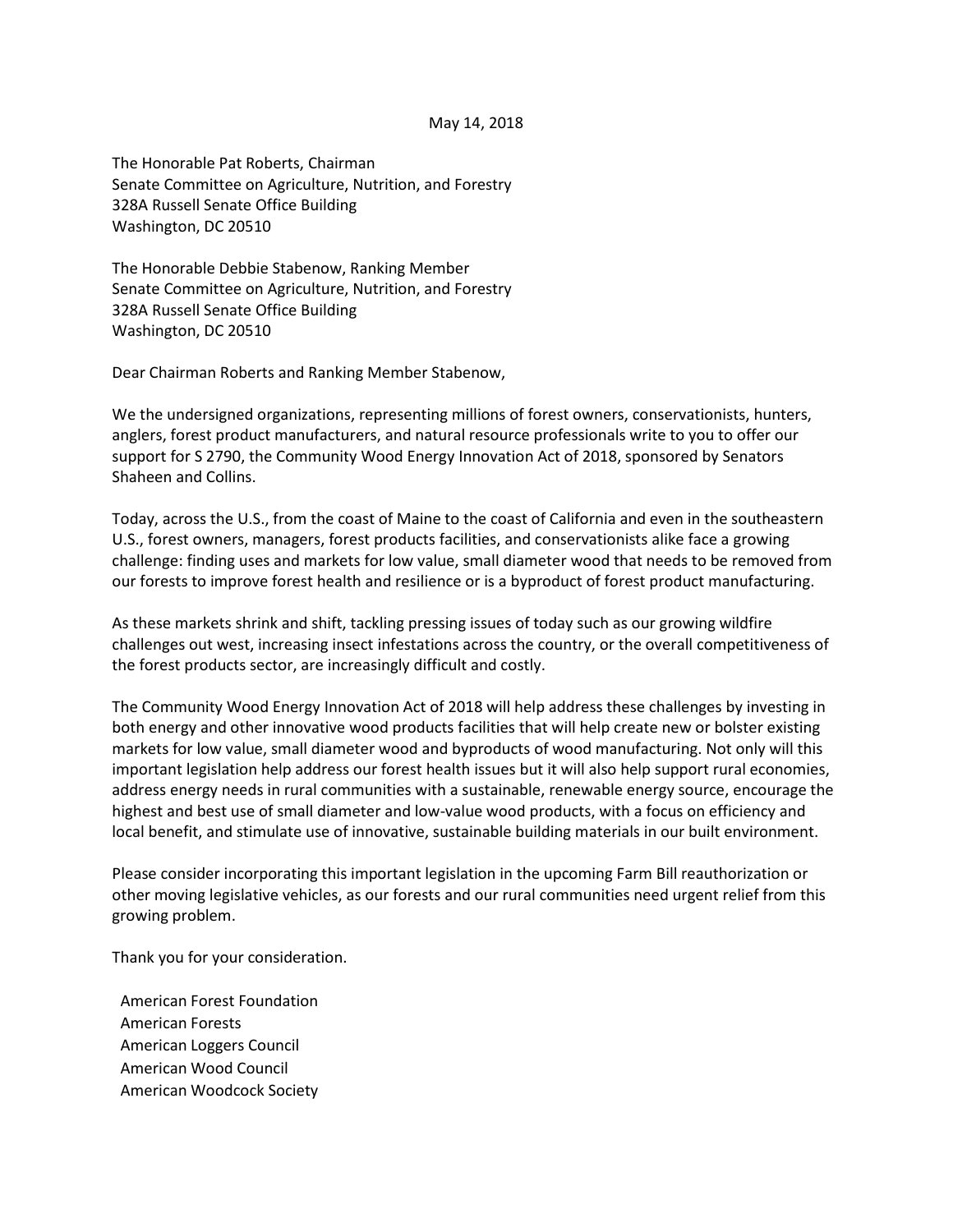May 14, 2018

The Honorable Pat Roberts, Chairman
Senate Committee on Agriculture, Nutrition, and Forestry
328A Russell Senate Office Building
Washington, DC 20510

The Honorable Debbie Stabenow, Ranking Member
Senate Committee on Agriculture, Nutrition, and Forestry
328A Russell Senate Office Building
Washington, DC 20510

Dear Chairman Roberts and Ranking Member Stabenow,

We the undersigned organizations, representing millions of forest owners, conservationists, hunters, anglers, forest product manufacturers, and natural resource professionals write to you to offer our support for S 2790, the Community Wood Energy Innovation Act of 2018, sponsored by Senators Shaheen and Collins.

Today, across the U.S., from the coast of Maine to the coast of California and even in the southeastern U.S., forest owners, managers, forest products facilities, and conservationists alike face a growing challenge: finding uses and markets for low value, small diameter wood that needs to be removed from our forests to improve forest health and resilience or is a byproduct of forest product manufacturing.

As these markets shrink and shift, tackling pressing issues of today such as our growing wildfire challenges out west, increasing insect infestations across the country, or the overall competitiveness of the forest products sector, are increasingly difficult and costly.

The Community Wood Energy Innovation Act of 2018 will help address these challenges by investing in both energy and other innovative wood products facilities that will help create new or bolster existing markets for low value, small diameter wood and byproducts of wood manufacturing. Not only will this important legislation help address our forest health issues but it will also help support rural economies, address energy needs in rural communities with a sustainable, renewable energy source, encourage the highest and best use of small diameter and low-value wood products, with a focus on efficiency and local benefit, and stimulate use of innovative, sustainable building materials in our built environment.

Please consider incorporating this important legislation in the upcoming Farm Bill reauthorization or other moving legislative vehicles, as our forests and our rural communities need urgent relief from this growing problem.

Thank you for your consideration.

American Forest Foundation
American Forests
American Loggers Council
American Wood Council
American Woodcock Society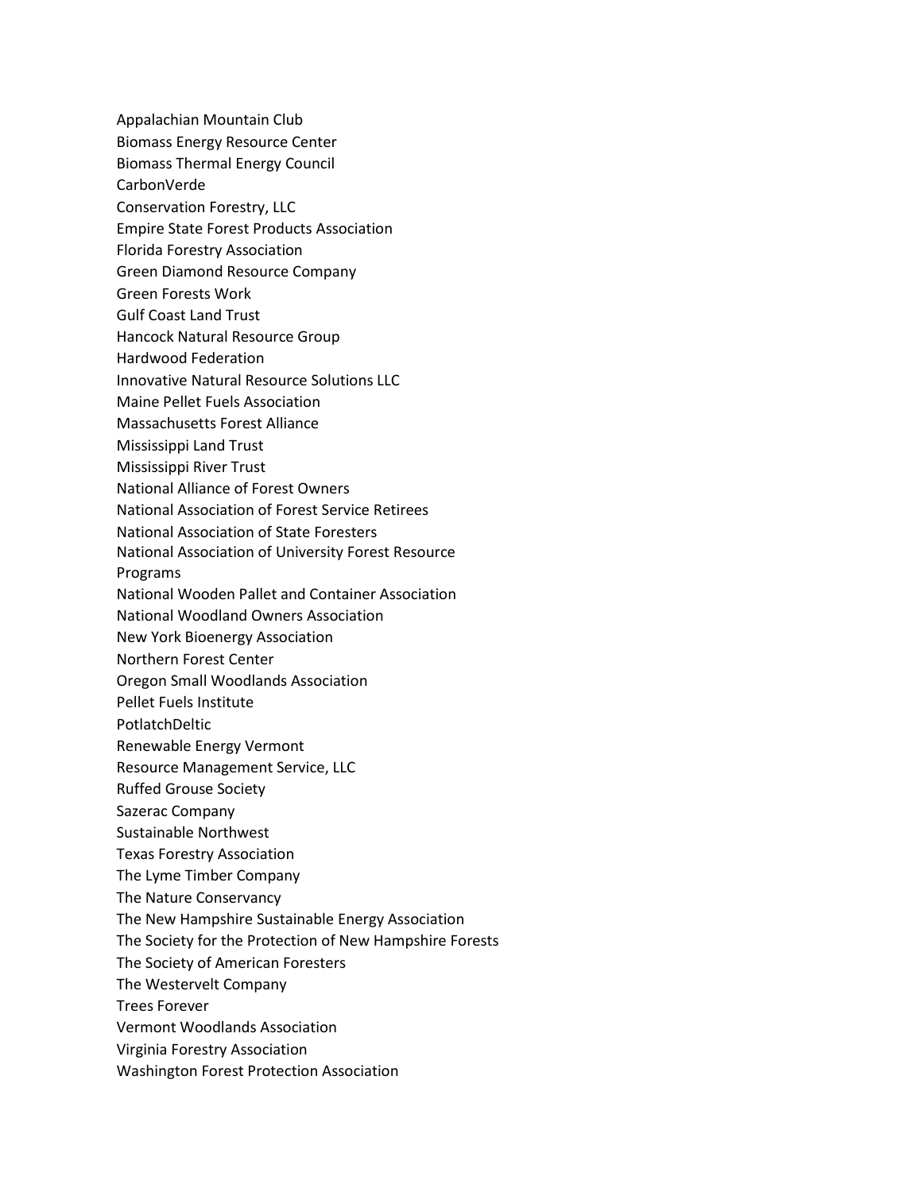Appalachian Mountain Club
Biomass Energy Resource Center
Biomass Thermal Energy Council
CarbonVerde
Conservation Forestry, LLC
Empire State Forest Products Association
Florida Forestry Association
Green Diamond Resource Company
Green Forests Work
Gulf Coast Land Trust
Hancock Natural Resource Group
Hardwood Federation
Innovative Natural Resource Solutions LLC
Maine Pellet Fuels Association
Massachusetts Forest Alliance
Mississippi Land Trust
Mississippi River Trust
National Alliance of Forest Owners
National Association of Forest Service Retirees
National Association of State Foresters
National Association of University Forest Resource Programs
National Wooden Pallet and Container Association
National Woodland Owners Association
New York Bioenergy Association
Northern Forest Center
Oregon Small Woodlands Association
Pellet Fuels Institute
PotlatchDeltic
Renewable Energy Vermont
Resource Management Service, LLC
Ruffed Grouse Society
Sazerac Company
Sustainable Northwest
Texas Forestry Association
The Lyme Timber Company
The Nature Conservancy
The New Hampshire Sustainable Energy Association
The Society for the Protection of New Hampshire Forests
The Society of American Foresters
The Westervelt Company
Trees Forever
Vermont Woodlands Association
Virginia Forestry Association
Washington Forest Protection Association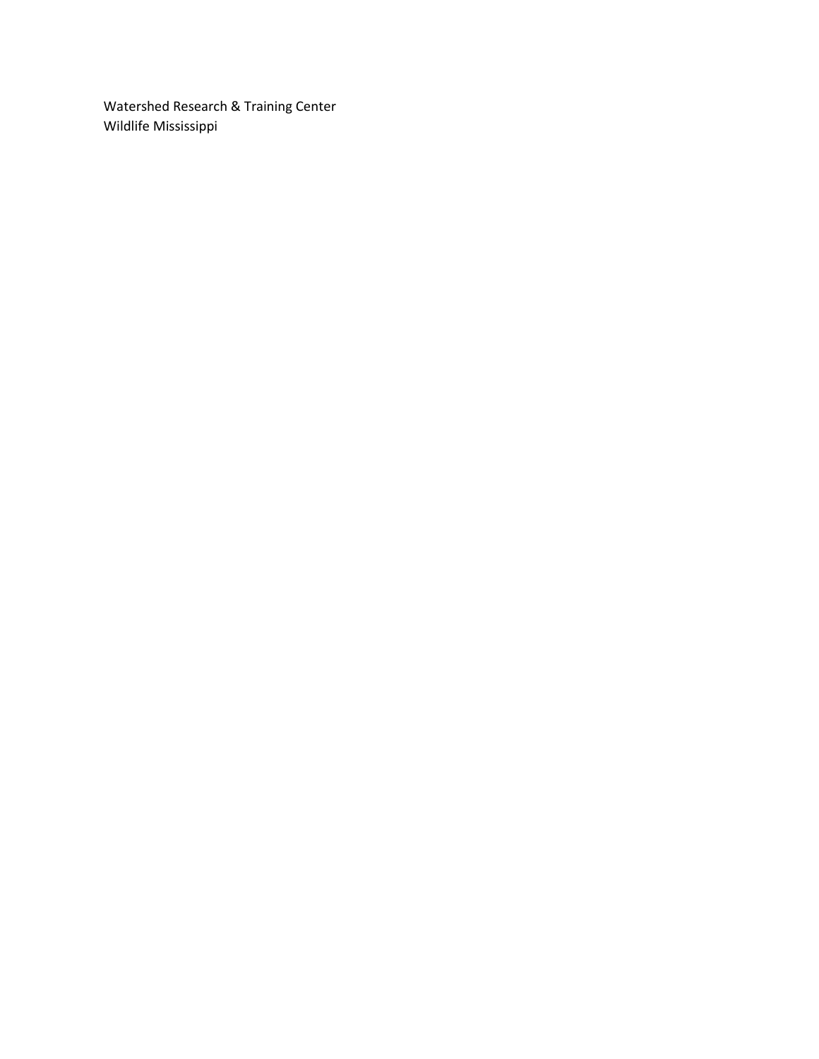Watershed Research & Training Center
Wildlife Mississippi